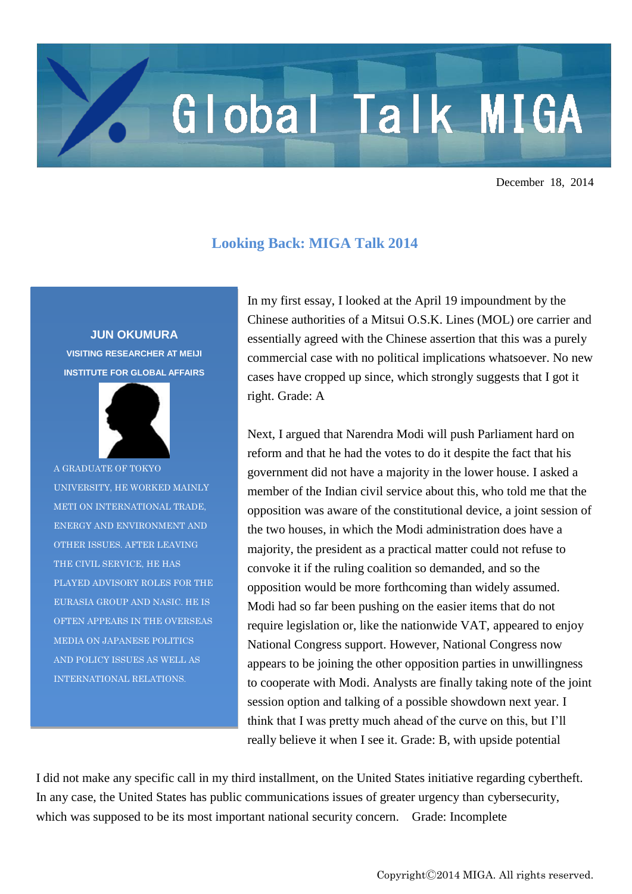# Global Talk MIGA

December 18, 2014

## Looking Back: MIGA Talk 2014

**JUN OKUMURA**
**VISITING RESEARCHER AT MEIJI INSTITUTE FOR GLOBAL AFFAIRS**

A GRADUATE OF TOKYO UNIVERSITY, HE WORKED MAINLY METI ON INTERNATIONAL TRADE, ENERGY AND ENVIRONMENT AND OTHER ISSUES. AFTER LEAVING THE CIVIL SERVICE, HE HAS PLAYED ADVISORY ROLES FOR THE EURASIA GROUP AND NASIC. HE IS OFTEN APPEARS IN THE OVERSEAS MEDIA ON JAPANESE POLITICS AND POLICY ISSUES AS WELL AS INTERNATIONAL RELATIONS.

In my first essay, I looked at the April 19 impoundment by the Chinese authorities of a Mitsui O.S.K. Lines (MOL) ore carrier and essentially agreed with the Chinese assertion that this was a purely commercial case with no political implications whatsoever. No new cases have cropped up since, which strongly suggests that I got it right. Grade: A

Next, I argued that Narendra Modi will push Parliament hard on reform and that he had the votes to do it despite the fact that his government did not have a majority in the lower house. I asked a member of the Indian civil service about this, who told me that the opposition was aware of the constitutional device, a joint session of the two houses, in which the Modi administration does have a majority, the president as a practical matter could not refuse to convoke it if the ruling coalition so demanded, and so the opposition would be more forthcoming than widely assumed. Modi had so far been pushing on the easier items that do not require legislation or, like the nationwide VAT, appeared to enjoy National Congress support. However, National Congress now appears to be joining the other opposition parties in unwillingness to cooperate with Modi. Analysts are finally taking note of the joint session option and talking of a possible showdown next year. I think that I was pretty much ahead of the curve on this, but I'll really believe it when I see it. Grade: B, with upside potential

I did not make any specific call in my third installment, on the United States initiative regarding cybertheft. In any case, the United States has public communications issues of greater urgency than cybersecurity, which was supposed to be its most important national security concern. Grade: Incomplete

Copyright©2014 MIGA. All rights reserved.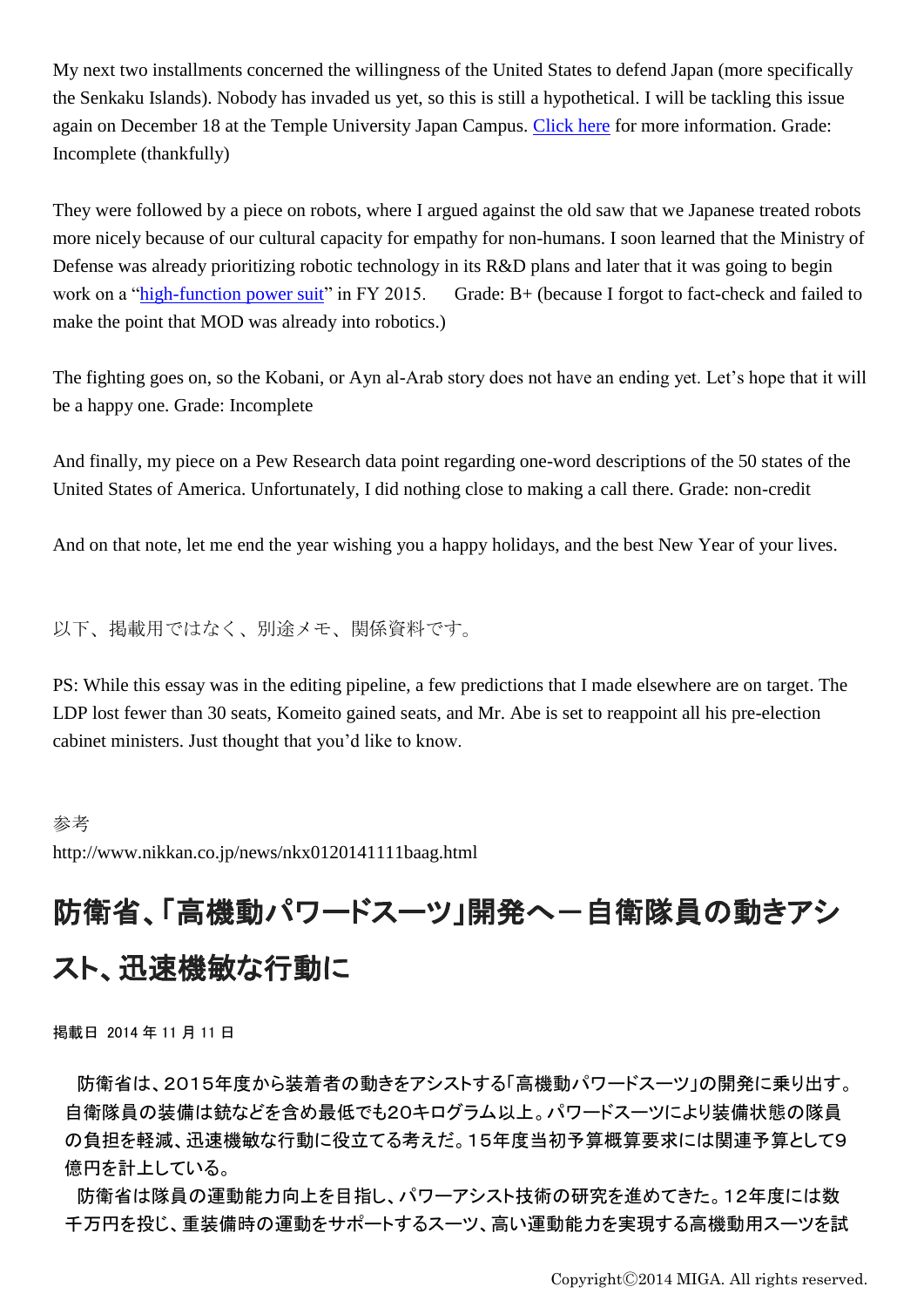My next two installments concerned the willingness of the United States to defend Japan (more specifically the Senkaku Islands). Nobody has invaded us yet, so this is still a hypothetical. I will be tackling this issue again on December 18 at the Temple University Japan Campus. Click here for more information. Grade: Incomplete (thankfully)

They were followed by a piece on robots, where I argued against the old saw that we Japanese treated robots more nicely because of our cultural capacity for empathy for non-humans. I soon learned that the Ministry of Defense was already prioritizing robotic technology in its R&D plans and later that it was going to begin work on a “high-function power suit” in FY 2015.　 Grade: B+ (because I forgot to fact-check and failed to make the point that MOD was already into robotics.)

The fighting goes on, so the Kobani, or Ayn al-Arab story does not have an ending yet. Let’s hope that it will be a happy one. Grade: Incomplete

And finally, my piece on a Pew Research data point regarding one-word descriptions of the 50 states of the United States of America. Unfortunately, I did nothing close to making a call there. Grade: non-credit

And on that note, let me end the year wishing you a happy holidays, and the best New Year of your lives.

以下、掲載用ではなく、別途メモ、関係資料です。

PS: While this essay was in the editing pipeline, a few predictions that I made elsewhere are on target. The LDP lost fewer than 30 seats, Komeito gained seats, and Mr. Abe is set to reappoint all his pre-election cabinet ministers. Just thought that you’d like to know.

参考
http://www.nikkan.co.jp/news/nkx0120141111baag.html

# 防衛省､｢高機動パワードスーツ｣開発へ－自衛隊員の動きアシスト､迅速機敏な行動に

掲載日 2014 年 11 月 11 日

防衛省は、2015年度から装着者の動きをアシストする「高機動パワードスーツ」の開発に乗り出す。自衛隊員の装備は銃などを含め最低でも20キログラム以上。パワードスーツにより装備状態の隊員の負担を軽減、迅速機敏な行動に役立てる考えだ。15年度当初予算概算要求には関連予算として9億円を計上している。

防衛省は隊員の運動能力向上を目指し、パワーアシスト技術の研究を進めてきた。12年度には数千万円を投じ、重装備時の運動をサポートするスーツ、高い運動能力を実現する高機動用スーツを試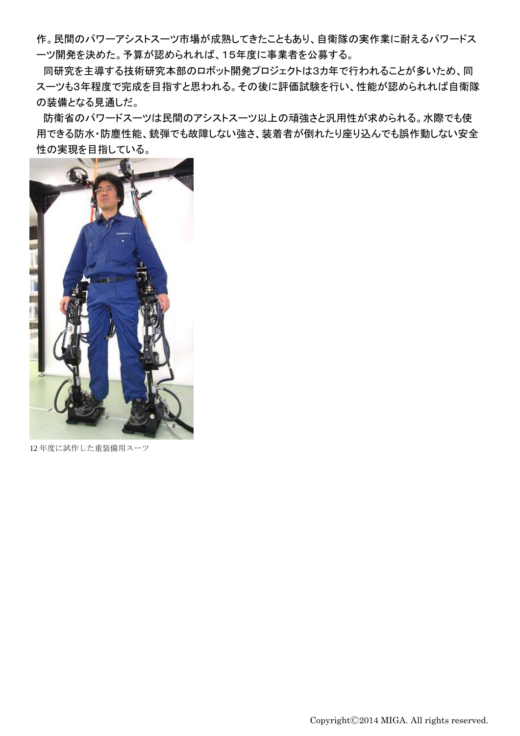作。民間のパワーアシストスーツ市場が成熟してきたこともあり、自衛隊の実作業に耐えるパワードスーツ開発を決めた。予算が認められれば、15年度に事業者を公募する。

同研究を主導する技術研究本部のロボット開発プロジェクトは3カ年で行われることが多いため、同スーツも3年程度で完成を目指すと思われる。その後に評価試験を行い、性能が認められれば自衛隊の装備となる見通しだ。

防衛省のパワードスーツは民間のアシストスーツ以上の頑強さと汎用性が求められる。水際でも使用できる防水・防塵性能、銃弾でも故障しない強さ、装着者が倒れたり座り込んでも誤作動しない安全性の実現を目指している。

12 年度に試作した重装備用スーツ

Copyright©2014 MIGA. All rights reserved.